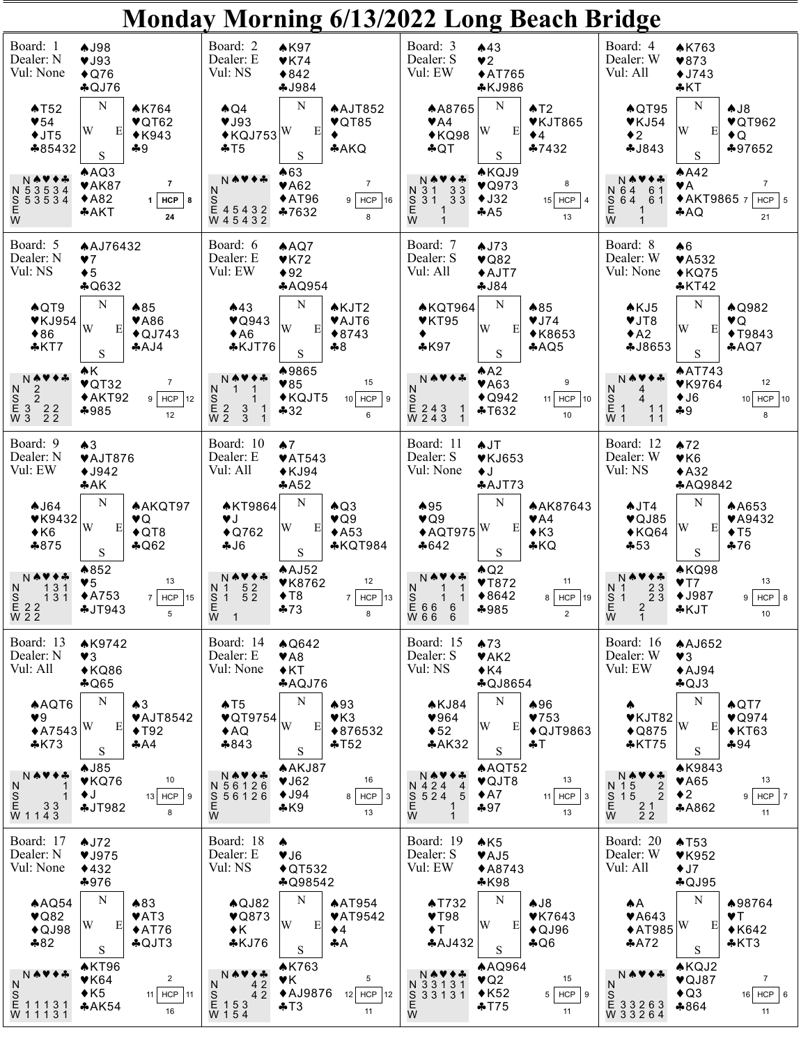# Monday Morning 6/13/2022 Long Beach Bridge

## Board 1
Dealer: N
Vul: None

| | Hand |
|---|---|
| North | ♠J98 ♥J93 ♦Q76 ♣QJ76 |
| West | ♠T52 ♥54 ♦JT5 ♣85432 |
| East | ♠K764 ♥QT62 ♦K943 ♣9 |
| South | ♠AQ3 ♥AK87 ♦A82 ♣AKT |

| | N | ♠ | ♥ | ♦ | ♣ |
|---|---|---|---|---|---|
| N | 5 | 3 | 5 | 3 | 4 |
| S | 5 | 3 | 5 | 3 | 4 |
| E | | | | | |
| W | | | | | |

HCP: N 7, W 1, E 8, S 24

## Board 2
Dealer: E
Vul: NS

| | Hand |
|---|---|
| North | ♠K97 ♥K74 ♦842 ♣J984 |
| West | ♠Q4 ♥J93 ♦KQJ753 ♣T5 |
| East | ♠AJT852 ♥QT85 ♦ ♣AKQ |
| South | ♠63 ♥A62 ♦AT96 ♣7632 |

| | N | ♠ | ♥ | ♦ | ♣ |
|---|---|---|---|---|---|
| N | | | | | |
| S | | | | | |
| E | 4 | 5 | 4 | 3 | 2 |
| W | 4 | 5 | 4 | 3 | 2 |

HCP: N 7, W 9, E 16, S 8

## Board 3
Dealer: S
Vul: EW

| | Hand |
|---|---|
| North | ♠43 ♥2 ♦AT765 ♣KJ986 |
| West | ♠A8765 ♥A4 ♦KQ98 ♣QT |
| East | ♠T2 ♥KJT865 ♦4 ♣7432 |
| South | ♠KQJ9 ♥Q973 ♦J32 ♣A5 |

| | N | ♠ | ♥ | ♦ | ♣ |
|---|---|---|---|---|---|
| N | 3 | 1 | | 3 | 3 |
| S | 3 | 1 | | 3 | 3 |
| E | | | 1 | | |
| W | | | 1 | | |

HCP: N 8, W 15, E 4, S 13

## Board 4
Dealer: W
Vul: All

| | Hand |
|---|---|
| North | ♠K763 ♥873 ♦J743 ♣KT |
| West | ♠QT95 ♥KJ54 ♦2 ♣J843 |
| East | ♠J8 ♥QT962 ♦Q ♣97652 |
| South | ♠A42 ♥A ♦AKT9865 ♣AQ |

| | N | ♠ | ♥ | ♦ | ♣ |
|---|---|---|---|---|---|
| N | 6 | 4 | | 6 | 1 |
| S | 6 | 4 | | 6 | 1 |
| E | | | 1 | | |
| W | | | 1 | | |

HCP: N 7, W 7, E 5, S 21

## Board 5
Dealer: N
Vul: NS

| | Hand |
|---|---|
| North | ♠AJ76432 ♥7 ♦5 ♣Q632 |
| West | ♠QT9 ♥KJ954 ♦86 ♣KT7 |
| East | ♠85 ♥A86 ♦QJ743 ♣AJ4 |
| South | ♠K ♥QT32 ♦AKT92 ♣985 |

| | N | ♠ | ♥ | ♦ | ♣ |
|---|---|---|---|---|---|
| N | | 2 | | | |
| S | | 2 | | | |
| E | 3 | | 2 | 2 | |
| W | 3 | | 2 | 2 | |

HCP: N 7, W 9, E 12, S 12

## Board 6
Dealer: E
Vul: EW

| | Hand |
|---|---|
| North | ♠AQ7 ♥K72 ♦92 ♣AQ954 |
| West | ♠43 ♥Q943 ♦A6 ♣KJT76 |
| East | ♠KJT2 ♥AJT6 ♦8743 ♣8 |
| South | ♠9865 ♥85 ♦KQJT5 ♣32 |

| | N | ♠ | ♥ | ♦ | ♣ |
|---|---|---|---|---|---|
| N | | 1 | | 1 | |
| S | | | | 1 | |
| E | 2 | | 3 | | 1 |
| W | 2 | | 3 | | 1 |

HCP: N 15, W 10, E 9, S 6

## Board 7
Dealer: S
Vul: All

| | Hand |
|---|---|
| North | ♠J73 ♥Q82 ♦AJT7 ♣J84 |
| West | ♠KQT964 ♥KT95 ♦ ♣K97 |
| East | ♠85 ♥J74 ♦K8653 ♣AQ5 |
| South | ♠A2 ♥A63 ♦Q942 ♣T632 |

| | N | ♠ | ♥ | ♦ | ♣ |
|---|---|---|---|---|---|
| N | | | | | |
| S | | | | | |
| E | 2 | 4 | 3 | | 1 |
| W | 2 | 4 | 3 | | 1 |

HCP: N 9, W 11, E 10, S 10

## Board 8
Dealer: W
Vul: None

| | Hand |
|---|---|
| North | ♠6 ♥A532 ♦KQ75 ♣KT42 |
| West | ♠KJ5 ♥JT8 ♦A2 ♣J8653 |
| East | ♠Q982 ♥Q ♦T9843 ♣AQ7 |
| South | ♠AT743 ♥K9764 ♦J6 ♣9 |

| | N | ♠ | ♥ | ♦ | ♣ |
|---|---|---|---|---|---|
| N | | | 4 | | |
| S | | | 4 | | |
| E | 1 | | | 1 | 1 |
| W | 1 | | | 1 | 1 |

HCP: N 12, W 10, E 10, S 8

## Board 9
Dealer: N
Vul: EW

| | Hand |
|---|---|
| North | ♠3 ♥AJT876 ♦J942 ♣AK |
| West | ♠J64 ♥K9432 ♦K6 ♣875 |
| East | ♠AKQT97 ♥Q ♦QT8 ♣Q62 |
| South | ♠852 ♥5 ♦A753 ♣JT943 |

| | N | ♠ | ♥ | ♦ | ♣ |
|---|---|---|---|---|---|
| N | | | 1 | 3 | 1 |
| S | | | 1 | 3 | 1 |
| E | 2 | 2 | | | |
| W | 2 | 2 | | | |

HCP: N 13, W 7, E 15, S 5

## Board 10
Dealer: E
Vul: All

| | Hand |
|---|---|
| North | ♠7 ♥AT543 ♦KJ94 ♣A52 |
| West | ♠KT9864 ♥J ♦Q762 ♣J6 |
| East | ♠Q3 ♥Q9 ♦A53 ♣KQT984 |
| South | ♠AJ52 ♥K8762 ♦T8 ♣73 |

| | N | ♠ | ♥ | ♦ | ♣ |
|---|---|---|---|---|---|
| N | 1 | | 5 | 2 | |
| S | 1 | | 5 | 2 | |
| E | | | | | |
| W | | 1 | | | |

HCP: N 12, W 7, E 13, S 8

## Board 11
Dealer: S
Vul: None

| | Hand |
|---|---|
| North | ♠JT ♥KJ653 ♦J ♣AJT73 |
| West | ♠95 ♥Q9 ♦AQT975 ♣642 |
| East | ♠AK87643 ♥A4 ♦K3 ♣KQ |
| South | ♠Q2 ♥T872 ♦8642 ♣985 |

| | N | ♠ | ♥ | ♦ | ♣ |
|---|---|---|---|---|---|
| N | | | 1 | | 1 |
| S | | | 1 | | 1 |
| E | 6 | 6 | | 6 | |
| W | 6 | 6 | | 6 | |

HCP: N 11, W 8, E 19, S 2

## Board 12
Dealer: W
Vul: NS

| | Hand |
|---|---|
| North | ♠72 ♥K6 ♦A32 ♣AQ9842 |
| West | ♠JT4 ♥QJ85 ♦KQ64 ♣53 |
| East | ♠A653 ♥A9432 ♦T5 ♣76 |
| South | ♠KQ98 ♥T7 ♦J987 ♣KJT |

| | N | ♠ | ♥ | ♦ | ♣ |
|---|---|---|---|---|---|
| N | 1 | | | 2 | 3 |
| S | 1 | | | 2 | 3 |
| E | | | 2 | | |
| W | | | 1 | | |

HCP: N 13, W 9, E 8, S 10

## Board 13
Dealer: N
Vul: All

| | Hand |
|---|---|
| North | ♠K9742 ♥3 ♦KQ86 ♣Q65 |
| West | ♠AQT6 ♥9 ♦A7543 ♣K73 |
| East | ♠3 ♥AJT8542 ♦T92 ♣A4 |
| South | ♠J85 ♥KQ76 ♦J ♣JT982 |

| | N | ♠ | ♥ | ♦ | ♣ |
|---|---|---|---|---|---|
| N | | | | | 1 |
| S | | | | | 1 |
| E | | | 3 | 3 | |
| W | 1 | 1 | 4 | 3 | |

HCP: N 10, W 13, E 9, S 8

## Board 14
Dealer: E
Vul: None

| | Hand |
|---|---|
| North | ♠Q642 ♥A8 ♦KT ♣AQJ76 |
| West | ♠T5 ♥QT9754 ♦AQ ♣843 |
| East | ♠93 ♥K3 ♦876532 ♣T52 |
| South | ♠AKJ87 ♥J62 ♦J94 ♣K9 |

| | N | ♠ | ♥ | ♦ | ♣ |
|---|---|---|---|---|---|
| N | 5 | 6 | 1 | 2 | 6 |
| S | 5 | 6 | 1 | 2 | 6 |
| E | | | | | |
| W | | | | | |

HCP: N 16, W 8, E 3, S 13

## Board 15
Dealer: S
Vul: NS

| | Hand |
|---|---|
| North | ♠73 ♥AK2 ♦K4 ♣QJ8654 |
| West | ♠KJ84 ♥964 ♦52 ♣AK32 |
| East | ♠96 ♥753 ♦QJT9863 ♣T |
| South | ♠AQT52 ♥QJT8 ♦A7 ♣97 |

| | N | ♠ | ♥ | ♦ | ♣ |
|---|---|---|---|---|---|
| N | 4 | 2 | 4 | | 4 |
| S | 5 | 2 | 4 | | 5 |
| E | | | | 1 | |
| W | | | | 1 | |

HCP: N 13, W 11, E 3, S 13

## Board 16
Dealer: W
Vul: EW

| | Hand |
|---|---|
| North | ♠AJ652 ♥3 ♦AJ94 ♣QJ3 |
| West | ♠ ♥KJT82 ♦Q875 ♣KT75 |
| East | ♠QT7 ♥Q974 ♦KT63 ♣94 |
| South | ♠K9843 ♥A65 ♦2 ♣A862 |

| | N | ♠ | ♥ | ♦ | ♣ |
|---|---|---|---|---|---|
| N | 1 | 5 | | | 2 |
| S | 1 | 5 | | | 2 |
| E | | | 2 | 1 | |
| W | | | 2 | 2 | |

HCP: N 13, W 9, E 7, S 11

## Board 17
Dealer: N
Vul: None

| | Hand |
|---|---|
| North | ♠J72 ♥J975 ♦432 ♣976 |
| West | ♠AQ54 ♥Q82 ♦QJ98 ♣82 |
| East | ♠83 ♥AT3 ♦AT76 ♣QJT3 |
| South | ♠KT96 ♥K64 ♦K5 ♣AK54 |

| | N | ♠ | ♥ | ♦ | ♣ |
|---|---|---|---|---|---|
| N | | | | | |
| S | | | | | |
| E | 1 | 1 | 1 | 3 | 1 |
| W | 1 | 1 | 1 | 3 | 1 |

HCP: N 2, W 11, E 11, S 16

## Board 18
Dealer: E
Vul: NS

| | Hand |
|---|---|
| North | ♠ ♥J6 ♦QT532 ♣Q98542 |
| West | ♠QJ82 ♥Q873 ♦K ♣KJ76 |
| East | ♠AT954 ♥AT9542 ♦4 ♣A |
| South | ♠K763 ♥K ♦AJ9876 ♣T3 |

| | N | ♠ | ♥ | ♦ | ♣ |
|---|---|---|---|---|---|
| N | | | | 4 | 2 |
| S | | | | 4 | 2 |
| E | 1 | 5 | 3 | | |
| W | 1 | 5 | 4 | | |

HCP: N 5, W 12, E 12, S 11

## Board 19
Dealer: S
Vul: EW

| | Hand |
|---|---|
| North | ♠K5 ♥AJ5 ♦A8743 ♣K98 |
| West | ♠T732 ♥T98 ♦T ♣AJ432 |
| East | ♠J8 ♥K7643 ♦QJ96 ♣Q6 |
| South | ♠AQ964 ♥Q2 ♦K52 ♣T75 |

| | N | ♠ | ♥ | ♦ | ♣ |
|---|---|---|---|---|---|
| N | 3 | 3 | 1 | 3 | 1 |
| S | 3 | 3 | 1 | 3 | 1 |
| E | | | | | |
| W | | | | | |

HCP: N 15, W 5, E 9, S 11

## Board 20
Dealer: W
Vul: All

| | Hand |
|---|---|
| North | ♠T53 ♥K952 ♦J7 ♣QJ95 |
| West | ♠A ♥A643 ♦AT985 ♣A72 |
| East | ♠98764 ♥T ♦K642 ♣KT3 |
| South | ♠KQJ2 ♥QJ87 ♦Q3 ♣864 |

| | N | ♠ | ♥ | ♦ | ♣ |
|---|---|---|---|---|---|
| N | | | | | |
| S | | | | | |
| E | 3 | 3 | 2 | 6 | 3 |
| W | 3 | 3 | 2 | 6 | 4 |

HCP: N 7, W 16, E 6, S 11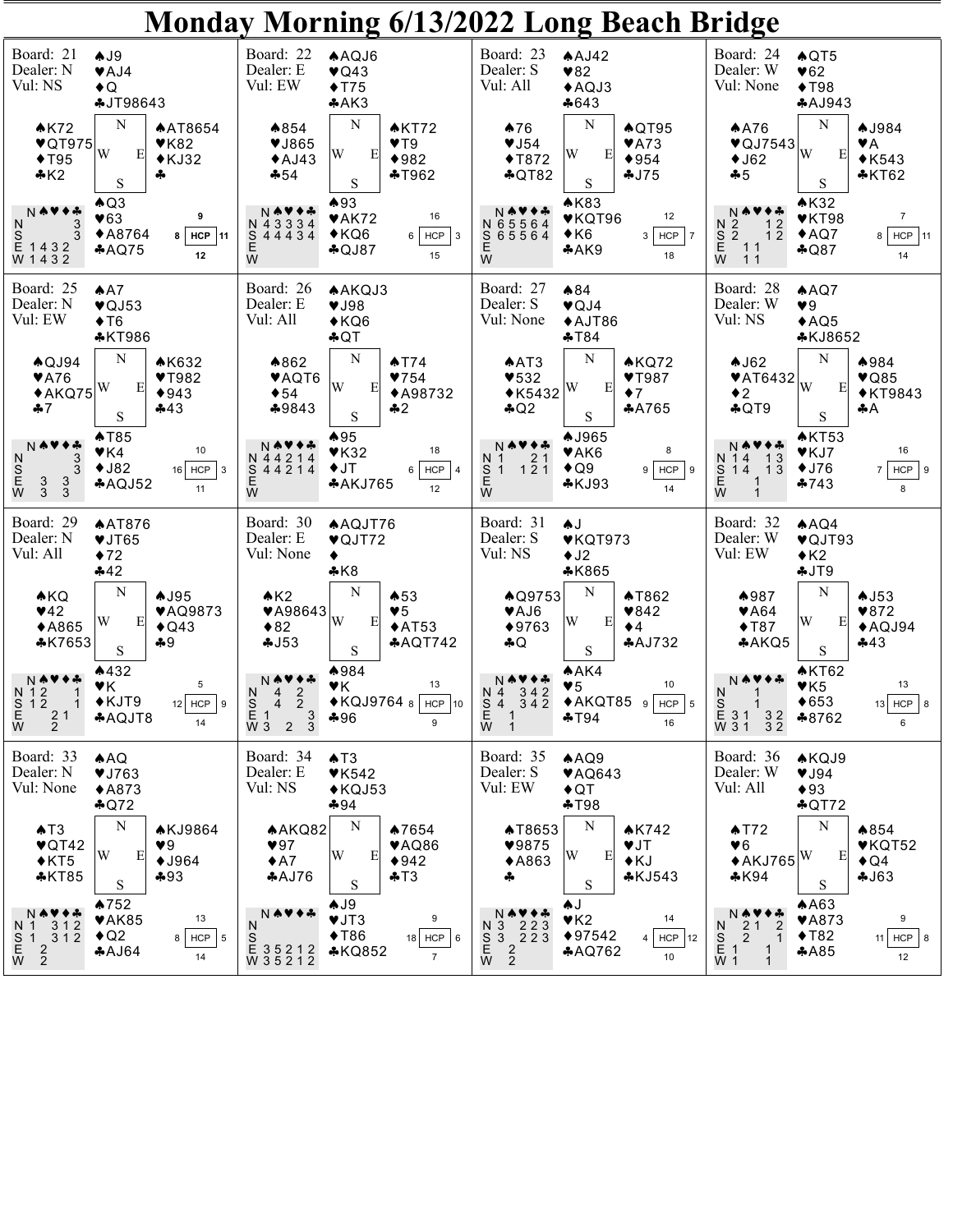# Monday Morning 6/13/2022 Long Beach Bridge

## Board: 21
Dealer: N
Vul: NS

| | |
|---|---|
| North | ♠J9 ♥AJ4 ♦Q ♣JT98643 |
| West | ♠K72 ♥QT975 ♦T95 ♣K2 |
| East | ♠AT8654 ♥K82 ♦KJ32 ♣— |
| South | ♠Q3 ♥63 ♦A8764 ♣AQ75 |

| | N | ♠ | ♥ | ♦ | ♣ |
|---|---|---|---|---|---|
| N | | | | | 3 |
| S | | | | | 3 |
| E | 1 | 4 | 3 | 2 | |
| W | 1 | 4 | 3 | 2 | |

HCP: N 9, W 8, E 11, S 12

## Board: 22
Dealer: E
Vul: EW

| | |
|---|---|
| North | ♠AQJ6 ♥Q43 ♦T75 ♣AK3 |
| West | ♠854 ♥J865 ♦AJ43 ♣54 |
| East | ♠KT72 ♥T9 ♦982 ♣T962 |
| South | ♠93 ♥AK72 ♦KQ6 ♣QJ87 |

| | N | ♠ | ♥ | ♦ | ♣ |
|---|---|---|---|---|---|
| N | 4 | 3 | 3 | 3 | 4 |
| S | 4 | 4 | 4 | 3 | 4 |
| E | | | | | |
| W | | | | | |

HCP: N 16, W 6, E 3, S 15

## Board: 23
Dealer: S
Vul: All

| | |
|---|---|
| North | ♠AJ42 ♥82 ♦AQJ3 ♣643 |
| West | ♠76 ♥J54 ♦T872 ♣QT82 |
| East | ♠QT95 ♥A73 ♦954 ♣J75 |
| South | ♠K83 ♥KQT96 ♦K6 ♣AK9 |

| | N | ♠ | ♥ | ♦ | ♣ |
|---|---|---|---|---|---|
| N | 6 | 5 | 5 | 6 | 4 |
| S | 6 | 5 | 5 | 6 | 4 |
| E | | | | | |
| W | | | | | |

HCP: N 12, W 3, E 7, S 18

## Board: 24
Dealer: W
Vul: None

| | |
|---|---|
| North | ♠QT5 ♥62 ♦T98 ♣AJ943 |
| West | ♠A76 ♥QJ7543 ♦J62 ♣5 |
| East | ♠J984 ♥A ♦K543 ♣KT62 |
| South | ♠K32 ♥KT98 ♦AQ7 ♣Q87 |

| | N | ♠ | ♥ | ♦ | ♣ |
|---|---|---|---|---|---|
| N | 2 | | | 1 | 2 |
| S | 2 | | | 1 | 2 |
| E | | 1 | 1 | | |
| W | | 1 | 1 | | |

HCP: N 7, W 8, E 11, S 14

## Board: 25
Dealer: N
Vul: EW

| | |
|---|---|
| North | ♠A7 ♥QJ53 ♦T6 ♣KT986 |
| West | ♠QJ94 ♥A76 ♦AKQ75 ♣7 |
| East | ♠K632 ♥T982 ♦943 ♣43 |
| South | ♠T85 ♥K4 ♦J82 ♣AQJ52 |

| | N | ♠ | ♥ | ♦ | ♣ |
|---|---|---|---|---|---|
| N | | | | | 3 |
| S | | | | | 3 |
| E | | 3 | | 3 | |
| W | | 3 | | 3 | |

HCP: N 10, W 16, E 3, S 11

## Board: 26
Dealer: E
Vul: All

| | |
|---|---|
| North | ♠AKQJ3 ♥J98 ♦KQ6 ♣QT |
| West | ♠862 ♥AQT6 ♦54 ♣9843 |
| East | ♠T74 ♥754 ♦A98732 ♣2 |
| South | ♠95 ♥K32 ♦JT ♣AKJ765 |

| | N | ♠ | ♥ | ♦ | ♣ |
|---|---|---|---|---|---|
| N | 4 | 4 | 2 | 1 | 4 |
| S | 4 | 4 | 2 | 1 | 4 |
| E | | | | | |
| W | | | | | |

HCP: N 18, W 6, E 4, S 12

## Board: 27
Dealer: S
Vul: None

| | |
|---|---|
| North | ♠84 ♥QJ4 ♦AJT86 ♣T84 |
| West | ♠AT3 ♥532 ♦K5432 ♣Q2 |
| East | ♠KQ72 ♥T987 ♦7 ♣A765 |
| South | ♠J965 ♥AK6 ♦Q9 ♣KJ93 |

| | N | ♠ | ♥ | ♦ | ♣ |
|---|---|---|---|---|---|
| N | 1 | | | 2 | 1 |
| S | 1 | | 1 | 2 | 1 |
| E | | | | | |
| W | | | | | |

HCP: N 8, W 9, E 9, S 14

## Board: 28
Dealer: W
Vul: NS

| | |
|---|---|
| North | ♠AQ7 ♥9 ♦AQ5 ♣KJ8652 |
| West | ♠J62 ♥AT6432 ♦2 ♣QT9 |
| East | ♠984 ♥Q85 ♦KT9843 ♣A |
| South | ♠KT53 ♥KJ7 ♦J76 ♣743 |

| | N | ♠ | ♥ | ♦ | ♣ |
|---|---|---|---|---|---|
| N | 1 | 4 | | 1 | 3 |
| S | 1 | 4 | | 1 | 3 |
| E | | | 1 | | |
| W | | | 1 | | |

HCP: N 16, W 7, E 9, S 8

## Board: 29
Dealer: N
Vul: All

| | |
|---|---|
| North | ♠AT876 ♥JT65 ♦72 ♣42 |
| West | ♠KQ ♥42 ♦A865 ♣K7653 |
| East | ♠J95 ♥AQ9873 ♦Q43 ♣9 |
| South | ♠432 ♥K ♦KJT9 ♣AQJT8 |

| | N | ♠ | ♥ | ♦ | ♣ |
|---|---|---|---|---|---|
| N | 1 | 2 | | | 1 |
| S | 1 | 2 | | | 1 |
| E | | | 2 | 1 | |
| W | | | 2 | | |

HCP: N 5, W 12, E 9, S 14

## Board: 30
Dealer: E
Vul: None

| | |
|---|---|
| North | ♠AQJT76 ♥QJT72 ♦— ♣K8 |
| West | ♠K2 ♥A98643 ♦82 ♣J53 |
| East | ♠53 ♥5 ♦AT53 ♣AQT742 |
| South | ♠984 ♥K ♦KQJ9764 ♣96 |

| | N | ♠ | ♥ | ♦ | ♣ |
|---|---|---|---|---|---|
| N | | 4 | | 2 | |
| S | | 4 | | 2 | |
| E | 1 | | | | 3 |
| W | 3 | | 2 | | 3 |

HCP: N 13, W 8, E 10, S 9

## Board: 31
Dealer: S
Vul: NS

| | |
|---|---|
| North | ♠J ♥KQT973 ♦J2 ♣K865 |
| West | ♠Q9753 ♥AJ6 ♦9763 ♣Q |
| East | ♠T862 ♥842 ♦4 ♣AJ732 |
| South | ♠AK4 ♥5 ♦AKQT85 ♣T94 |

| | N | ♠ | ♥ | ♦ | ♣ |
|---|---|---|---|---|---|
| N | 4 | | 3 | 4 | 2 |
| S | 4 | | 3 | 4 | 2 |
| E | | 1 | | | |
| W | | 1 | | | |

HCP: N 10, W 9, E 5, S 16

## Board: 32
Dealer: W
Vul: EW

| | |
|---|---|
| North | ♠AQ4 ♥QJT93 ♦K2 ♣JT9 |
| West | ♠987 ♥A64 ♦T87 ♣AKQ5 |
| East | ♠J53 ♥872 ♦AQJ94 ♣43 |
| South | ♠KT62 ♥K5 ♦653 ♣8762 |

| | N | ♠ | ♥ | ♦ | ♣ |
|---|---|---|---|---|---|
| N | | | 1 | | |
| S | | | 1 | | |
| E | 3 | 1 | | 3 | 2 |
| W | 3 | 1 | | 3 | 2 |

HCP: N 13, W 13, E 8, S 6

## Board: 33
Dealer: N
Vul: None

| | |
|---|---|
| North | ♠AQ ♥J763 ♦A873 ♣Q72 |
| West | ♠T3 ♥QT42 ♦KT5 ♣KT85 |
| East | ♠KJ9864 ♥9 ♦J964 ♣93 |
| South | ♠752 ♥AK85 ♦Q2 ♣AJ64 |

| | N | ♠ | ♥ | ♦ | ♣ |
|---|---|---|---|---|---|
| N | 1 | | 3 | 1 | 2 |
| S | 1 | | 3 | 1 | 2 |
| E | | 2 | | | |
| W | | 2 | | | |

HCP: N 13, W 8, E 5, S 14

## Board: 34
Dealer: E
Vul: NS

| | |
|---|---|
| North | ♠T3 ♥K542 ♦KQJ53 ♣94 |
| West | ♠AKQ82 ♥97 ♦A7 ♣AJ76 |
| East | ♠7654 ♥AQ86 ♦942 ♣T3 |
| South | ♠J9 ♥JT3 ♦T86 ♣KQ852 |

| | N | ♠ | ♥ | ♦ | ♣ |
|---|---|---|---|---|---|
| N | | | | | |
| S | | | | | |
| E | 3 | 5 | 2 | 1 | 2 |
| W | 3 | 5 | 2 | 1 | 2 |

HCP: N 9, W 18, E 6, S 7

## Board: 35
Dealer: S
Vul: EW

| | |
|---|---|
| North | ♠AQ9 ♥AQ643 ♦QT ♣T98 |
| West | ♠T8653 ♥9875 ♦A863 ♣— |
| East | ♠K742 ♥JT ♦KJ ♣KJ543 |
| South | ♠J ♥K2 ♦97542 ♣AQ762 |

| | N | ♠ | ♥ | ♦ | ♣ |
|---|---|---|---|---|---|
| N | 3 | | 2 | 2 | 3 |
| S | 3 | | 2 | 2 | 3 |
| E | | 2 | | | |
| W | | 2 | | | |

HCP: N 14, W 4, E 12, S 10

## Board: 36
Dealer: W
Vul: All

| | |
|---|---|
| North | ♠KQJ9 ♥J94 ♦93 ♣QT72 |
| West | ♠T72 ♥6 ♦AKJ765 ♣K94 |
| East | ♠854 ♥KQT52 ♦Q4 ♣J63 |
| South | ♠A63 ♥A873 ♦T82 ♣A85 |

| | N | ♠ | ♥ | ♦ | ♣ |
|---|---|---|---|---|---|
| N | | 2 | 1 | | 2 |
| S | | 2 | | | 1 |
| E | 1 | | | 1 | |
| W | 1 | | | 1 | |

HCP: N 9, W 11, E 8, S 12